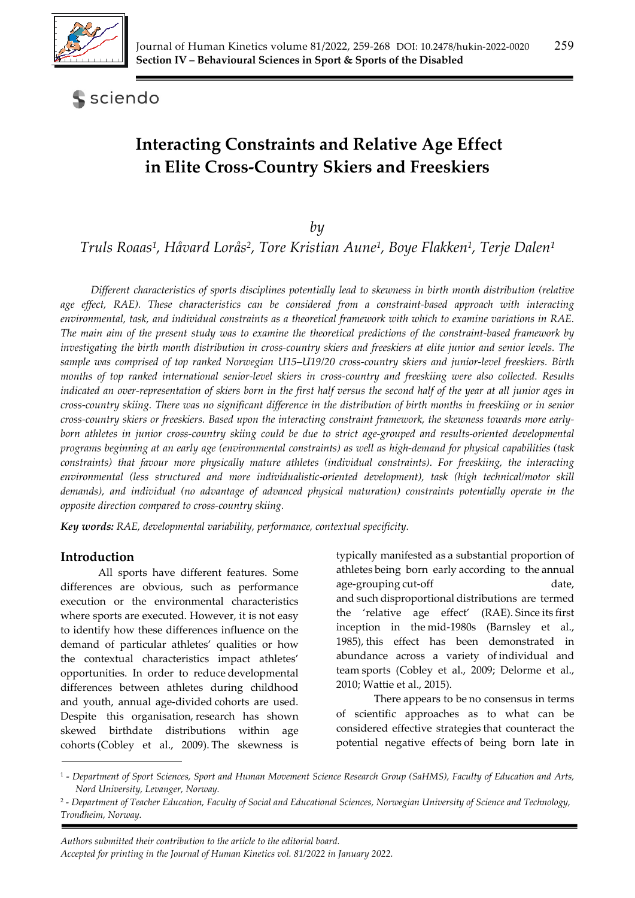# Interacting Constraints and Relative Age Effect in Elite Cross-Country Skiers and Freeskiers

*by*

*Truls Roaas[1], Håvard Lorås[2], Tore Kristian Aune[1], Boye Flakken[1], Terje Dalen[1]*

*Different characteristics of sports disciplines potentially lead to skewness in birth month distribution (relative age effect, RAE). These characteristics can be considered from a constraint-based approach with interacting environmental, task, and individual constraints as a theoretical framework with which to examine variations in RAE. The main aim of the present study was to examine the theoretical predictions of the constraint-based framework by investigating the birth month distribution in cross-country skiers and freeskiers at elite junior and senior levels. The sample was comprised of top ranked Norwegian U15–U19/20 cross-country skiers and junior-level freeskiers. Birth months of top ranked international senior-level skiers in cross-country and freeskiing were also collected. Results indicated an over-representation of skiers born in the first half versus the second half of the year at all junior ages in cross-country skiing. There was no significant difference in the distribution of birth months in freeskiing or in senior cross-country skiers or freeskiers. Based upon the interacting constraint framework, the skewness towards more early-born athletes in junior cross-country skiing could be due to strict age-grouped and results-oriented developmental programs beginning at an early age (environmental constraints) as well as high-demand for physical capabilities (task constraints) that favour more physically mature athletes (individual constraints). For freeskiing, the interacting environmental (less structured and more individualistic-oriented development), task (high technical/motor skill demands), and individual (no advantage of advanced physical maturation) constraints potentially operate in the opposite direction compared to cross-country skiing.*

***Key words:*** *RAE, developmental variability, performance, contextual specificity.*

## Introduction

All sports have different features. Some differences are obvious, such as performance execution or the environmental characteristics where sports are executed. However, it is not easy to identify how these differences influence on the demand of particular athletes' qualities or how the contextual characteristics impact athletes' opportunities. In order to reduce developmental differences between athletes during childhood and youth, annual age-divided cohorts are used. Despite this organisation, research has shown skewed birthdate distributions within age cohorts (Cobley et al., 2009). The skewness is typically manifested as a substantial proportion of athletes being born early according to the annual age-grouping cut-off date, and such disproportional distributions are termed the 'relative age effect' (RAE). Since its first inception in the mid-1980s (Barnsley et al., 1985), this effect has been demonstrated in abundance across a variety of individual and team sports (Cobley et al., 2009; Delorme et al., 2010; Wattie et al., 2015).

There appears to be no consensus in terms of scientific approaches as to what can be considered effective strategies that counteract the potential negative effects of being born late in

---

[1] - *Department of Sport Sciences, Sport and Human Movement Science Research Group (SaHMS), Faculty of Education and Arts, Nord University, Levanger, Norway.*

[2] - *Department of Teacher Education, Faculty of Social and Educational Sciences, Norwegian University of Science and Technology, Trondheim, Norway.*

*Authors submitted their contribution to the article to the editorial board.*
*Accepted for printing in the Journal of Human Kinetics vol. 81/2022 in January 2022.*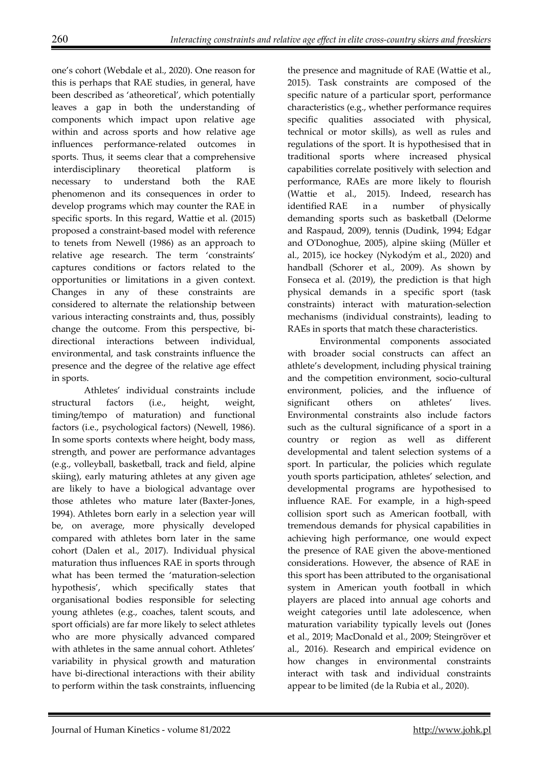one's cohort (Webdale et al., 2020). One reason for this is perhaps that RAE studies, in general, have been described as 'atheoretical', which potentially leaves a gap in both the understanding of components which impact upon relative age within and across sports and how relative age influences performance-related outcomes in sports. Thus, it seems clear that a comprehensive interdisciplinary theoretical platform is necessary to understand both the RAE phenomenon and its consequences in order to develop programs which may counter the RAE in specific sports. In this regard, Wattie et al. (2015) proposed a constraint-based model with reference to tenets from Newell (1986) as an approach to relative age research. The term 'constraints' captures conditions or factors related to the opportunities or limitations in a given context. Changes in any of these constraints are considered to alternate the relationship between various interacting constraints and, thus, possibly change the outcome. From this perspective, bi-directional interactions between individual, environmental, and task constraints influence the presence and the degree of the relative age effect in sports.

Athletes' individual constraints include structural factors (i.e., height, weight, timing/tempo of maturation) and functional factors (i.e., psychological factors) (Newell, 1986). In some sports contexts where height, body mass, strength, and power are performance advantages (e.g., volleyball, basketball, track and field, alpine skiing), early maturing athletes at any given age are likely to have a biological advantage over those athletes who mature later (Baxter-Jones, 1994). Athletes born early in a selection year will be, on average, more physically developed compared with athletes born later in the same cohort (Dalen et al., 2017). Individual physical maturation thus influences RAE in sports through what has been termed the 'maturation-selection hypothesis', which specifically states that organisational bodies responsible for selecting young athletes (e.g., coaches, talent scouts, and sport officials) are far more likely to select athletes who are more physically advanced compared with athletes in the same annual cohort. Athletes' variability in physical growth and maturation have bi-directional interactions with their ability to perform within the task constraints, influencing the presence and magnitude of RAE (Wattie et al., 2015). Task constraints are composed of the specific nature of a particular sport, performance characteristics (e.g., whether performance requires specific qualities associated with physical, technical or motor skills), as well as rules and regulations of the sport. It is hypothesised that in traditional sports where increased physical capabilities correlate positively with selection and performance, RAEs are more likely to flourish (Wattie et al., 2015). Indeed, research has identified RAE in a number of physically demanding sports such as basketball (Delorme and Raspaud, 2009), tennis (Dudink, 1994; Edgar and O'Donoghue, 2005), alpine skiing (Müller et al., 2015), ice hockey (Nykodým et al., 2020) and handball (Schorer et al., 2009). As shown by Fonseca et al. (2019), the prediction is that high physical demands in a specific sport (task constraints) interact with maturation-selection mechanisms (individual constraints), leading to RAEs in sports that match these characteristics.

Environmental components associated with broader social constructs can affect an athlete's development, including physical training and the competition environment, socio-cultural environment, policies, and the influence of significant others on athletes' lives. Environmental constraints also include factors such as the cultural significance of a sport in a country or region as well as different developmental and talent selection systems of a sport. In particular, the policies which regulate youth sports participation, athletes' selection, and developmental programs are hypothesised to influence RAE. For example, in a high-speed collision sport such as American football, with tremendous demands for physical capabilities in achieving high performance, one would expect the presence of RAE given the above-mentioned considerations. However, the absence of RAE in this sport has been attributed to the organisational system in American youth football in which players are placed into annual age cohorts and weight categories until late adolescence, when maturation variability typically levels out (Jones et al., 2019; MacDonald et al., 2009; Steingröver et al., 2016). Research and empirical evidence on how changes in environmental constraints interact with task and individual constraints appear to be limited (de la Rubia et al., 2020).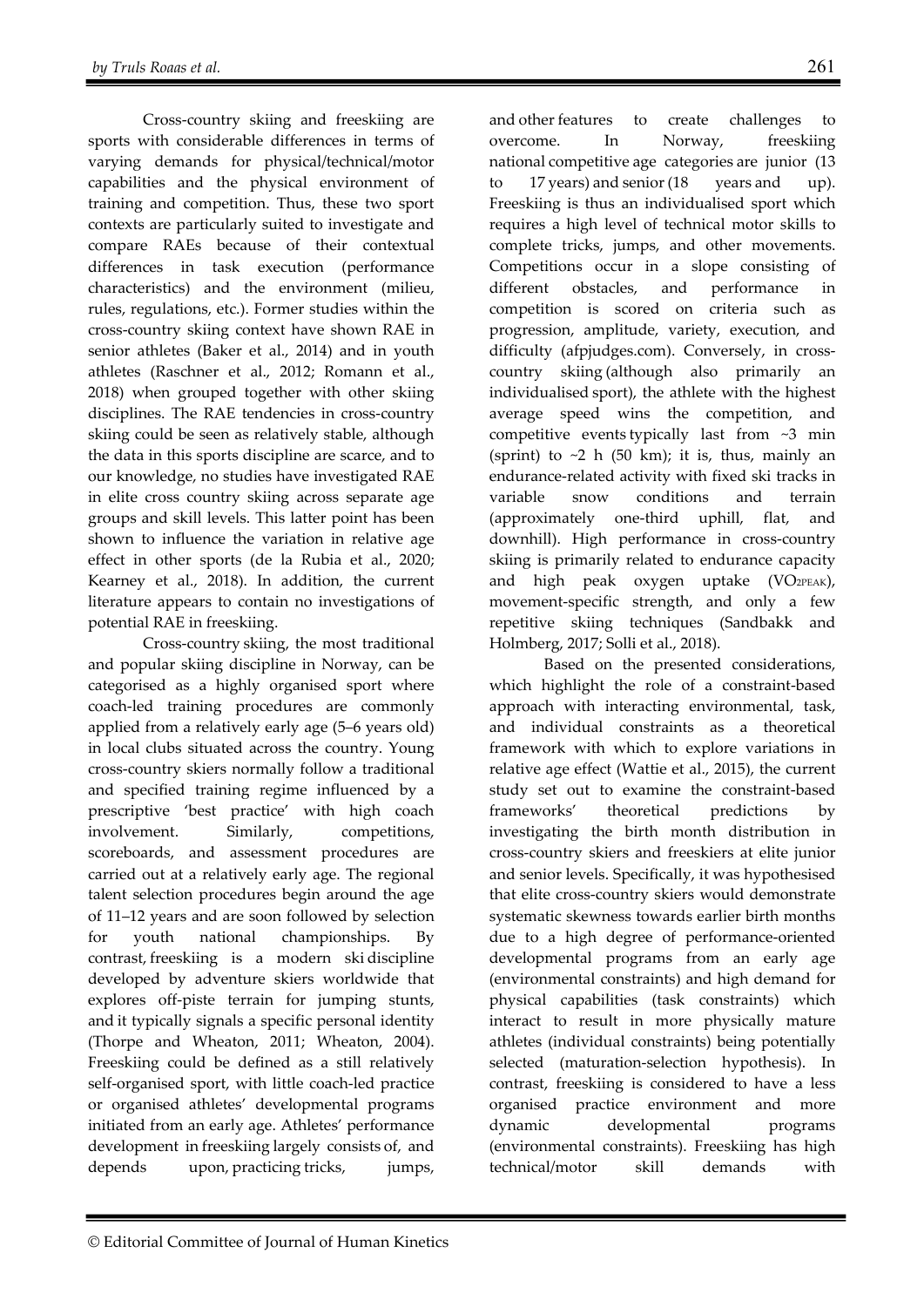Cross-country skiing and freeskiing are sports with considerable differences in terms of varying demands for physical/technical/motor capabilities and the physical environment of training and competition. Thus, these two sport contexts are particularly suited to investigate and compare RAEs because of their contextual differences in task execution (performance characteristics) and the environment (milieu, rules, regulations, etc.). Former studies within the cross-country skiing context have shown RAE in senior athletes (Baker et al., 2014) and in youth athletes (Raschner et al., 2012; Romann et al., 2018) when grouped together with other skiing disciplines. The RAE tendencies in cross-country skiing could be seen as relatively stable, although the data in this sports discipline are scarce, and to our knowledge, no studies have investigated RAE in elite cross country skiing across separate age groups and skill levels. This latter point has been shown to influence the variation in relative age effect in other sports (de la Rubia et al., 2020; Kearney et al., 2018). In addition, the current literature appears to contain no investigations of potential RAE in freeskiing.

Cross-country skiing, the most traditional and popular skiing discipline in Norway, can be categorised as a highly organised sport where coach-led training procedures are commonly applied from a relatively early age (5–6 years old) in local clubs situated across the country. Young cross-country skiers normally follow a traditional and specified training regime influenced by a prescriptive 'best practice' with high coach involvement. Similarly, competitions, scoreboards, and assessment procedures are carried out at a relatively early age. The regional talent selection procedures begin around the age of 11–12 years and are soon followed by selection for youth national championships. By contrast, freeskiing is a modern ski discipline developed by adventure skiers worldwide that explores off-piste terrain for jumping stunts, and it typically signals a specific personal identity (Thorpe and Wheaton, 2011; Wheaton, 2004). Freeskiing could be defined as a still relatively self-organised sport, with little coach-led practice or organised athletes' developmental programs initiated from an early age. Athletes' performance development in freeskiing largely consists of, and depends upon, practicing tricks, jumps, and other features to create challenges to overcome. In Norway, freeskiing national competitive age categories are junior (13 to 17 years) and senior (18 years and up). Freeskiing is thus an individualised sport which requires a high level of technical motor skills to complete tricks, jumps, and other movements. Competitions occur in a slope consisting of different obstacles, and performance in competition is scored on criteria such as progression, amplitude, variety, execution, and difficulty (afpjudges.com). Conversely, in cross-country skiing (although also primarily an individualised sport), the athlete with the highest average speed wins the competition, and competitive events typically last from ~3 min (sprint) to ~2 h (50 km); it is, thus, mainly an endurance-related activity with fixed ski tracks in variable snow conditions and terrain (approximately one-third uphill, flat, and downhill). High performance in cross-country skiing is primarily related to endurance capacity and high peak oxygen uptake ($VO_{2PEAK}$), movement-specific strength, and only a few repetitive skiing techniques (Sandbakk and Holmberg, 2017; Solli et al., 2018).

Based on the presented considerations, which highlight the role of a constraint-based approach with interacting environmental, task, and individual constraints as a theoretical framework with which to explore variations in relative age effect (Wattie et al., 2015), the current study set out to examine the constraint-based frameworks' theoretical predictions by investigating the birth month distribution in cross-country skiers and freeskiers at elite junior and senior levels. Specifically, it was hypothesised that elite cross-country skiers would demonstrate systematic skewness towards earlier birth months due to a high degree of performance-oriented developmental programs from an early age (environmental constraints) and high demand for physical capabilities (task constraints) which interact to result in more physically mature athletes (individual constraints) being potentially selected (maturation-selection hypothesis). In contrast, freeskiing is considered to have a less organised practice environment and more dynamic developmental programs (environmental constraints). Freeskiing has high technical/motor skill demands with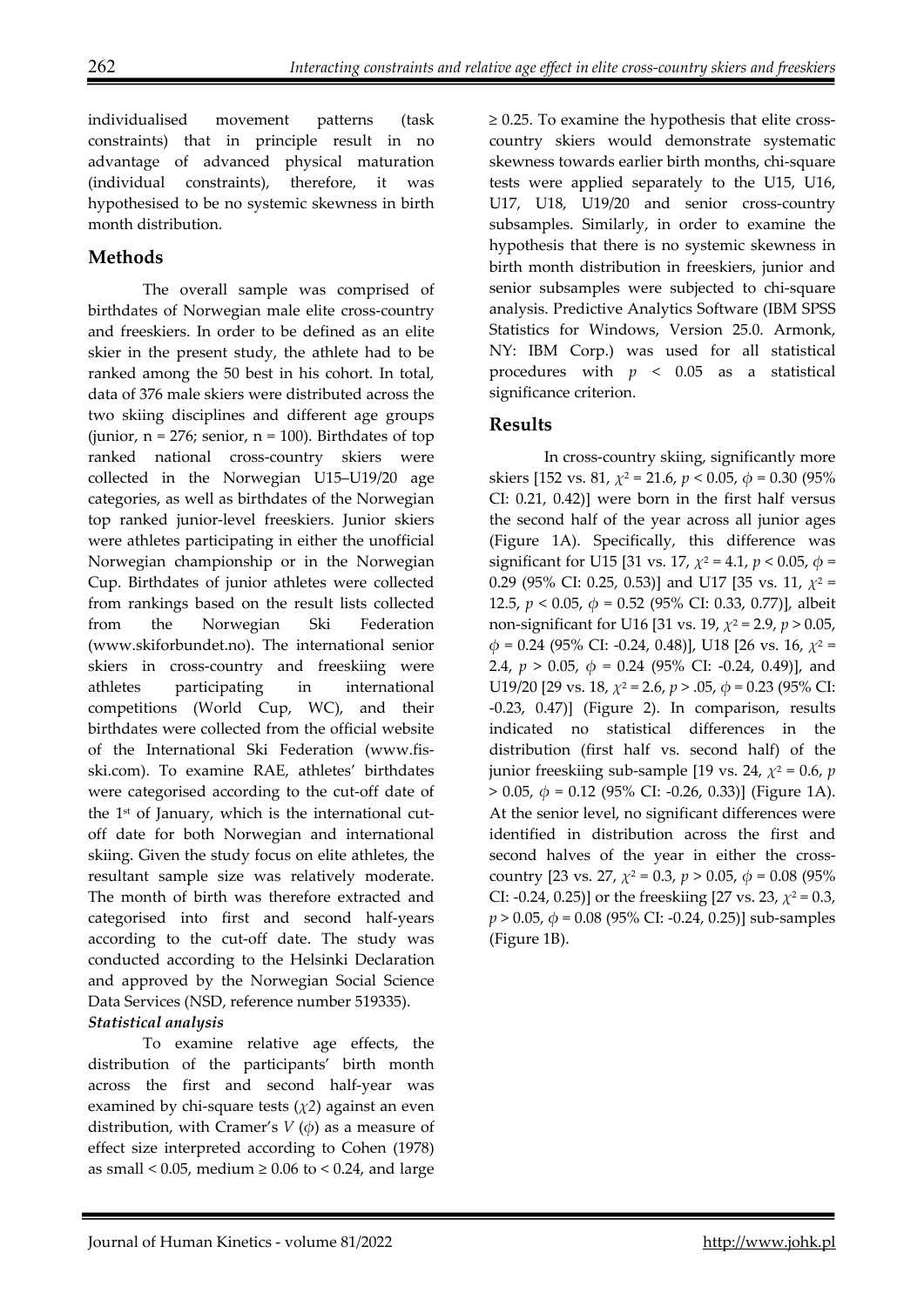individualised movement patterns (task constraints) that in principle result in no advantage of advanced physical maturation (individual constraints), therefore, it was hypothesised to be no systemic skewness in birth month distribution.

## Methods

The overall sample was comprised of birthdates of Norwegian male elite cross-country and freeskiers. In order to be defined as an elite skier in the present study, the athlete had to be ranked among the 50 best in his cohort. In total, data of 376 male skiers were distributed across the two skiing disciplines and different age groups (junior, n = 276; senior, n = 100). Birthdates of top ranked national cross-country skiers were collected in the Norwegian U15–U19/20 age categories, as well as birthdates of the Norwegian top ranked junior-level freeskiers. Junior skiers were athletes participating in either the unofficial Norwegian championship or in the Norwegian Cup. Birthdates of junior athletes were collected from rankings based on the result lists collected from the Norwegian Ski Federation (www.skiforbundet.no). The international senior skiers in cross-country and freeskiing were athletes participating in international competitions (World Cup, WC), and their birthdates were collected from the official website of the International Ski Federation (www.fis-ski.com). To examine RAE, athletes' birthdates were categorised according to the cut-off date of the 1st of January, which is the international cut-off date for both Norwegian and international skiing. Given the study focus on elite athletes, the resultant sample size was relatively moderate. The month of birth was therefore extracted and categorised into first and second half-years according to the cut-off date. The study was conducted according to the Helsinki Declaration and approved by the Norwegian Social Science Data Services (NSD, reference number 519335).

### *Statistical analysis*

To examine relative age effects, the distribution of the participants' birth month across the first and second half-year was examined by chi-square tests ($\chi 2$) against an even distribution, with Cramer's $V$ ($\phi$) as a measure of effect size interpreted according to Cohen (1978) as small < 0.05, medium ≥ 0.06 to < 0.24, and large ≥ 0.25. To examine the hypothesis that elite cross-country skiers would demonstrate systematic skewness towards earlier birth months, chi-square tests were applied separately to the U15, U16, U17, U18, U19/20 and senior cross-country subsamples. Similarly, in order to examine the hypothesis that there is no systemic skewness in birth month distribution in freeskiers, junior and senior subsamples were subjected to chi-square analysis. Predictive Analytics Software (IBM SPSS Statistics for Windows, Version 25.0. Armonk, NY: IBM Corp.) was used for all statistical procedures with $p < 0.05$ as a statistical significance criterion.

## Results

In cross-country skiing, significantly more skiers [152 vs. 81, $\chi^2 = 21.6$, $p < 0.05$, $\phi = 0.30$ (95% CI: 0.21, 0.42)] were born in the first half versus the second half of the year across all junior ages (Figure 1A). Specifically, this difference was significant for U15 [31 vs. 17, $\chi^2 = 4.1$, $p < 0.05$, $\phi = 0.29$ (95% CI: 0.25, 0.53)] and U17 [35 vs. 11, $\chi^2 = 12.5$, $p < 0.05$, $\phi = 0.52$ (95% CI: 0.33, 0.77)], albeit non-significant for U16 [31 vs. 19, $\chi^2 = 2.9$, $p > 0.05$, $\phi = 0.24$ (95% CI: -0.24, 0.48)], U18 [26 vs. 16, $\chi^2 = 2.4$, $p > 0.05$, $\phi = 0.24$ (95% CI: -0.24, 0.49)], and U19/20 [29 vs. 18, $\chi^2 = 2.6$, $p > .05$, $\phi = 0.23$ (95% CI: -0.23, 0.47)] (Figure 2). In comparison, results indicated no statistical differences in the distribution (first half vs. second half) of the junior freeskiing sub-sample [19 vs. 24, $\chi^2 = 0.6$, $p > 0.05$, $\phi = 0.12$ (95% CI: -0.26, 0.33)] (Figure 1A). At the senior level, no significant differences were identified in distribution across the first and second halves of the year in either the cross-country [23 vs. 27, $\chi^2 = 0.3$, $p > 0.05$, $\phi = 0.08$ (95% CI: -0.24, 0.25)] or the freeskiing [27 vs. 23, $\chi^2 = 0.3$, $p > 0.05$, $\phi = 0.08$ (95% CI: -0.24, 0.25)] sub-samples (Figure 1B).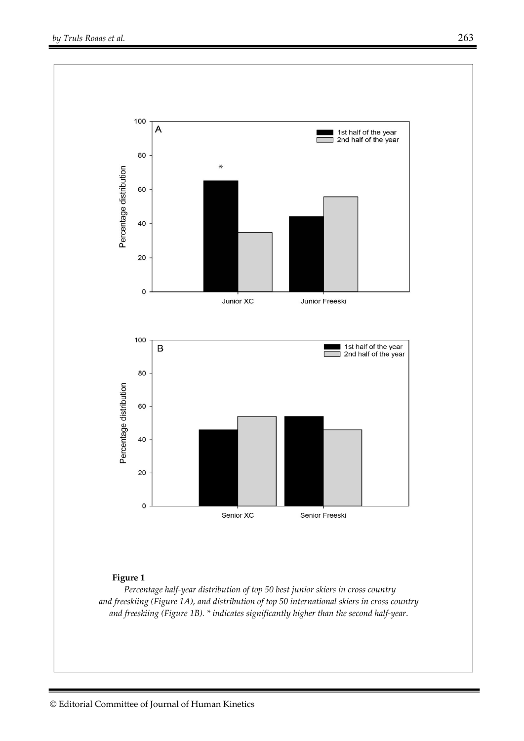**Figure 1**

*Percentage half-year distribution of top 50 best junior skiers in cross country and freeskiing (Figure 1A), and distribution of top 50 international skiers in cross country and freeskiing (Figure 1B). * indicates significantly higher than the second half-year.*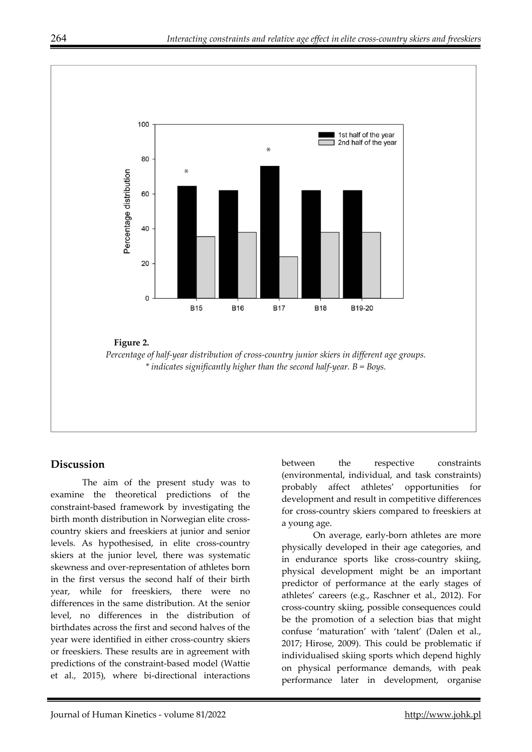**Figure 2.**

*Percentage of half-year distribution of cross-country junior skiers in different age groups.*
*\* indicates significantly higher than the second half-year. B = Boys.*

## Discussion

The aim of the present study was to examine the theoretical predictions of the constraint-based framework by investigating the birth month distribution in Norwegian elite cross-country skiers and freeskiers at junior and senior levels. As hypothesised, in elite cross-country skiers at the junior level, there was systematic skewness and over-representation of athletes born in the first versus the second half of their birth year, while for freeskiers, there were no differences in the same distribution. At the senior level, no differences in the distribution of birthdates across the first and second halves of the year were identified in either cross-country skiers or freeskiers. These results are in agreement with predictions of the constraint-based model (Wattie et al., 2015), where bi-directional interactions between the respective constraints (environmental, individual, and task constraints) probably affect athletes' opportunities for development and result in competitive differences for cross-country skiers compared to freeskiers at a young age.

On average, early-born athletes are more physically developed in their age categories, and in endurance sports like cross-country skiing, physical development might be an important predictor of performance at the early stages of athletes' careers (e.g., Raschner et al., 2012). For cross-country skiing, possible consequences could be the promotion of a selection bias that might confuse 'maturation' with 'talent' (Dalen et al., 2017; Hirose, 2009). This could be problematic if individualised skiing sports which depend highly on physical performance demands, with peak performance later in development, organise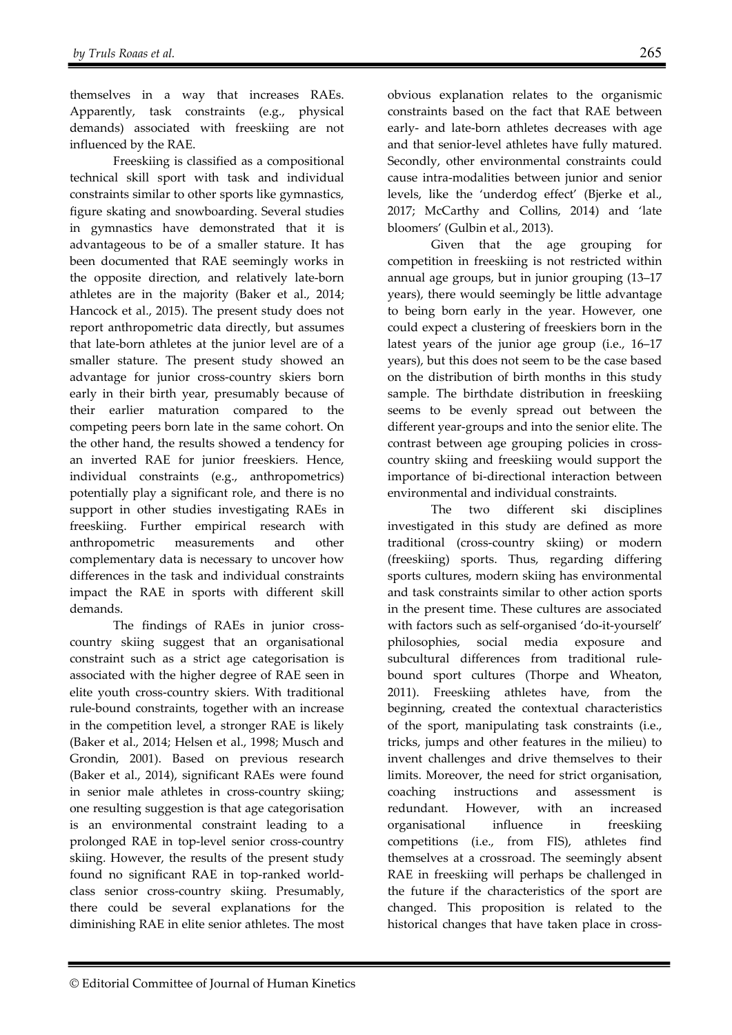themselves in a way that increases RAEs. Apparently, task constraints (e.g., physical demands) associated with freeskiing are not influenced by the RAE.

Freeskiing is classified as a compositional technical skill sport with task and individual constraints similar to other sports like gymnastics, figure skating and snowboarding. Several studies in gymnastics have demonstrated that it is advantageous to be of a smaller stature. It has been documented that RAE seemingly works in the opposite direction, and relatively late-born athletes are in the majority (Baker et al., 2014; Hancock et al., 2015). The present study does not report anthropometric data directly, but assumes that late-born athletes at the junior level are of a smaller stature. The present study showed an advantage for junior cross-country skiers born early in their birth year, presumably because of their earlier maturation compared to the competing peers born late in the same cohort. On the other hand, the results showed a tendency for an inverted RAE for junior freeskiers. Hence, individual constraints (e.g., anthropometrics) potentially play a significant role, and there is no support in other studies investigating RAEs in freeskiing. Further empirical research with anthropometric measurements and other complementary data is necessary to uncover how differences in the task and individual constraints impact the RAE in sports with different skill demands.

The findings of RAEs in junior cross-country skiing suggest that an organisational constraint such as a strict age categorisation is associated with the higher degree of RAE seen in elite youth cross-country skiers. With traditional rule-bound constraints, together with an increase in the competition level, a stronger RAE is likely (Baker et al., 2014; Helsen et al., 1998; Musch and Grondin, 2001). Based on previous research (Baker et al., 2014), significant RAEs were found in senior male athletes in cross-country skiing; one resulting suggestion is that age categorisation is an environmental constraint leading to a prolonged RAE in top-level senior cross-country skiing. However, the results of the present study found no significant RAE in top-ranked world-class senior cross-country skiing. Presumably, there could be several explanations for the diminishing RAE in elite senior athletes. The most obvious explanation relates to the organismic constraints based on the fact that RAE between early- and late-born athletes decreases with age and that senior-level athletes have fully matured. Secondly, other environmental constraints could cause intra-modalities between junior and senior levels, like the 'underdog effect' (Bjerke et al., 2017; McCarthy and Collins, 2014) and 'late bloomers' (Gulbin et al., 2013).

Given that the age grouping for competition in freeskiing is not restricted within annual age groups, but in junior grouping (13–17 years), there would seemingly be little advantage to being born early in the year. However, one could expect a clustering of freeskiers born in the latest years of the junior age group (i.e., 16–17 years), but this does not seem to be the case based on the distribution of birth months in this study sample. The birthdate distribution in freeskiing seems to be evenly spread out between the different year-groups and into the senior elite. The contrast between age grouping policies in cross-country skiing and freeskiing would support the importance of bi-directional interaction between environmental and individual constraints.

The two different ski disciplines investigated in this study are defined as more traditional (cross-country skiing) or modern (freeskiing) sports. Thus, regarding differing sports cultures, modern skiing has environmental and task constraints similar to other action sports in the present time. These cultures are associated with factors such as self-organised 'do-it-yourself' philosophies, social media exposure and subcultural differences from traditional rule-bound sport cultures (Thorpe and Wheaton, 2011). Freeskiing athletes have, from the beginning, created the contextual characteristics of the sport, manipulating task constraints (i.e., tricks, jumps and other features in the milieu) to invent challenges and drive themselves to their limits. Moreover, the need for strict organisation, coaching instructions and assessment is redundant. However, with an increased organisational influence in freeskiing competitions (i.e., from FIS), athletes find themselves at a crossroad. The seemingly absent RAE in freeskiing will perhaps be challenged in the future if the characteristics of the sport are changed. This proposition is related to the historical changes that have taken place in cross-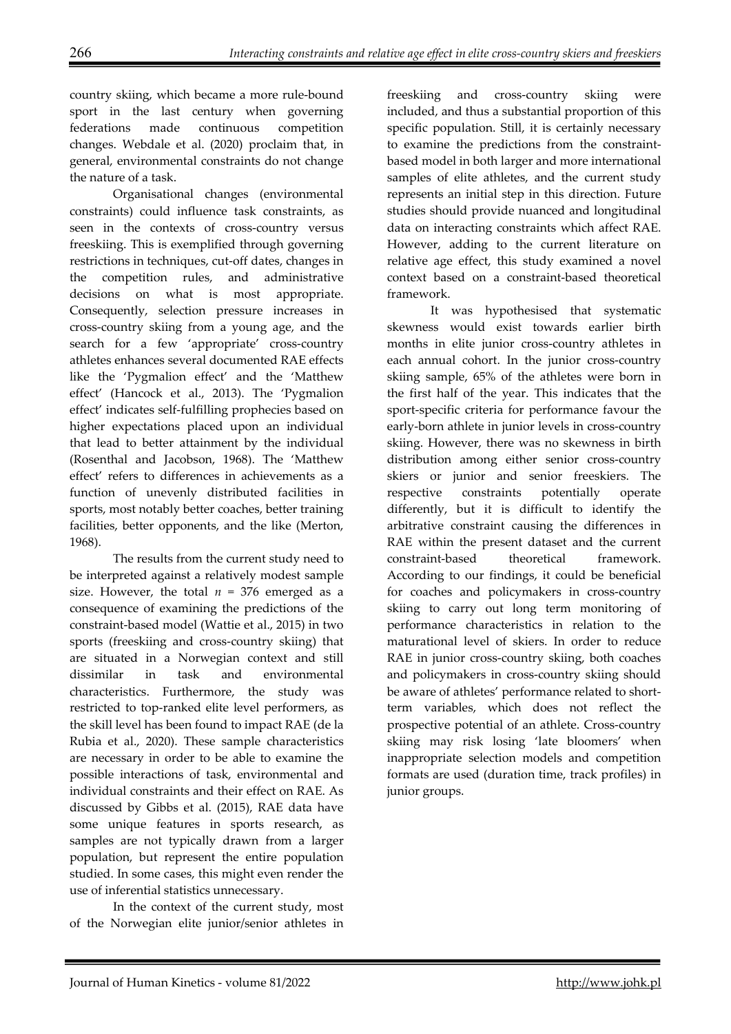country skiing, which became a more rule-bound sport in the last century when governing federations made continuous competition changes. Webdale et al. (2020) proclaim that, in general, environmental constraints do not change the nature of a task.

Organisational changes (environmental constraints) could influence task constraints, as seen in the contexts of cross-country versus freeskiing. This is exemplified through governing restrictions in techniques, cut-off dates, changes in the competition rules, and administrative decisions on what is most appropriate. Consequently, selection pressure increases in cross-country skiing from a young age, and the search for a few 'appropriate' cross-country athletes enhances several documented RAE effects like the 'Pygmalion effect' and the 'Matthew effect' (Hancock et al., 2013). The 'Pygmalion effect' indicates self-fulfilling prophecies based on higher expectations placed upon an individual that lead to better attainment by the individual (Rosenthal and Jacobson, 1968). The 'Matthew effect' refers to differences in achievements as a function of unevenly distributed facilities in sports, most notably better coaches, better training facilities, better opponents, and the like (Merton, 1968).

The results from the current study need to be interpreted against a relatively modest sample size. However, the total $n$ = 376 emerged as a consequence of examining the predictions of the constraint-based model (Wattie et al., 2015) in two sports (freeskiing and cross-country skiing) that are situated in a Norwegian context and still dissimilar in task and environmental characteristics. Furthermore, the study was restricted to top-ranked elite level performers, as the skill level has been found to impact RAE (de la Rubia et al., 2020). These sample characteristics are necessary in order to be able to examine the possible interactions of task, environmental and individual constraints and their effect on RAE. As discussed by Gibbs et al. (2015), RAE data have some unique features in sports research, as samples are not typically drawn from a larger population, but represent the entire population studied. In some cases, this might even render the use of inferential statistics unnecessary.

In the context of the current study, most of the Norwegian elite junior/senior athletes in freeskiing and cross-country skiing were included, and thus a substantial proportion of this specific population. Still, it is certainly necessary to examine the predictions from the constraint-based model in both larger and more international samples of elite athletes, and the current study represents an initial step in this direction. Future studies should provide nuanced and longitudinal data on interacting constraints which affect RAE. However, adding to the current literature on relative age effect, this study examined a novel context based on a constraint-based theoretical framework.

It was hypothesised that systematic skewness would exist towards earlier birth months in elite junior cross-country athletes in each annual cohort. In the junior cross-country skiing sample, 65% of the athletes were born in the first half of the year. This indicates that the sport-specific criteria for performance favour the early-born athlete in junior levels in cross-country skiing. However, there was no skewness in birth distribution among either senior cross-country skiers or junior and senior freeskiers. The respective constraints potentially operate differently, but it is difficult to identify the arbitrative constraint causing the differences in RAE within the present dataset and the current constraint-based theoretical framework. According to our findings, it could be beneficial for coaches and policymakers in cross-country skiing to carry out long term monitoring of performance characteristics in relation to the maturational level of skiers. In order to reduce RAE in junior cross-country skiing, both coaches and policymakers in cross-country skiing should be aware of athletes' performance related to short-term variables, which does not reflect the prospective potential of an athlete. Cross-country skiing may risk losing 'late bloomers' when inappropriate selection models and competition formats are used (duration time, track profiles) in junior groups.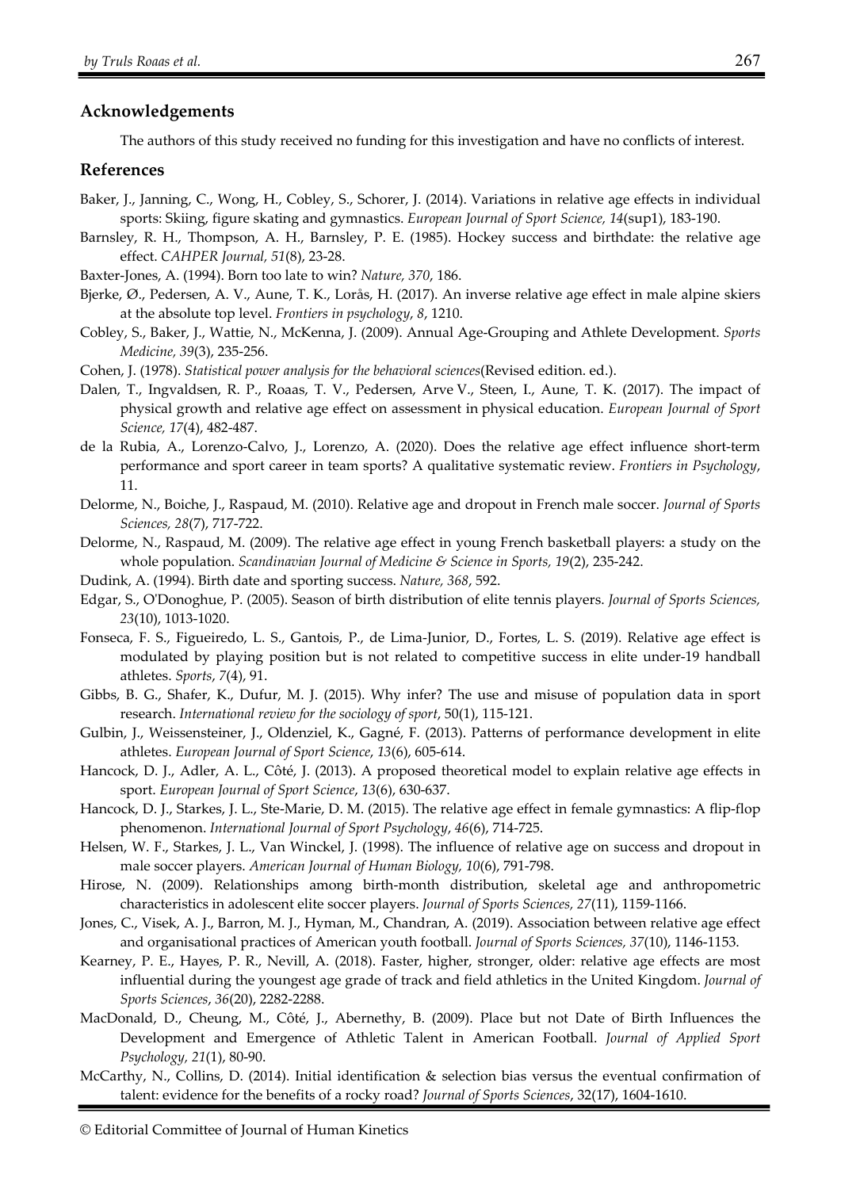## Acknowledgements

The authors of this study received no funding for this investigation and have no conflicts of interest.

## References

Baker, J., Janning, C., Wong, H., Cobley, S., Schorer, J. (2014). Variations in relative age effects in individual sports: Skiing, figure skating and gymnastics. *European Journal of Sport Science, 14*(sup1), 183-190.

Barnsley, R. H., Thompson, A. H., Barnsley, P. E. (1985). Hockey success and birthdate: the relative age effect. *CAHPER Journal, 51*(8), 23-28.

Baxter-Jones, A. (1994). Born too late to win? *Nature, 370*, 186.

Bjerke, Ø., Pedersen, A. V., Aune, T. K., Lorås, H. (2017). An inverse relative age effect in male alpine skiers at the absolute top level. *Frontiers in psychology*, *8*, 1210.

Cobley, S., Baker, J., Wattie, N., McKenna, J. (2009). Annual Age-Grouping and Athlete Development. *Sports Medicine, 39*(3), 235-256.

Cohen, J. (1978). *Statistical power analysis for the behavioral sciences*(Revised edition. ed.).

Dalen, T., Ingvaldsen, R. P., Roaas, T. V., Pedersen, Arve V., Steen, I., Aune, T. K. (2017). The impact of physical growth and relative age effect on assessment in physical education. *European Journal of Sport Science, 17*(4), 482-487.

de la Rubia, A., Lorenzo-Calvo, J., Lorenzo, A. (2020). Does the relative age effect influence short-term performance and sport career in team sports? A qualitative systematic review. *Frontiers in Psychology*, 11.

Delorme, N., Boiche, J., Raspaud, M. (2010). Relative age and dropout in French male soccer. *Journal of Sports Sciences, 28*(7), 717-722.

Delorme, N., Raspaud, M. (2009). The relative age effect in young French basketball players: a study on the whole population. *Scandinavian Journal of Medicine & Science in Sports, 19*(2), 235-242.

Dudink, A. (1994). Birth date and sporting success. *Nature, 368*, 592.

Edgar, S., O'Donoghue, P. (2005). Season of birth distribution of elite tennis players. *Journal of Sports Sciences, 23*(10), 1013-1020.

Fonseca, F. S., Figueiredo, L. S., Gantois, P., de Lima-Junior, D., Fortes, L. S. (2019). Relative age effect is modulated by playing position but is not related to competitive success in elite under-19 handball athletes. *Sports*, *7*(4), 91.

Gibbs, B. G., Shafer, K., Dufur, M. J. (2015). Why infer? The use and misuse of population data in sport research. *International review for the sociology of sport*, 50(1), 115-121.

Gulbin, J., Weissensteiner, J., Oldenziel, K., Gagné, F. (2013). Patterns of performance development in elite athletes. *European Journal of Sport Science*, *13*(6), 605-614.

Hancock, D. J., Adler, A. L., Côté, J. (2013). A proposed theoretical model to explain relative age effects in sport. *European Journal of Sport Science*, *13*(6), 630-637.

Hancock, D. J., Starkes, J. L., Ste-Marie, D. M. (2015). The relative age effect in female gymnastics: A flip-flop phenomenon. *International Journal of Sport Psychology*, *46*(6), 714-725.

Helsen, W. F., Starkes, J. L., Van Winckel, J. (1998). The influence of relative age on success and dropout in male soccer players. *American Journal of Human Biology, 10*(6), 791-798.

Hirose, N. (2009). Relationships among birth-month distribution, skeletal age and anthropometric characteristics in adolescent elite soccer players. *Journal of Sports Sciences, 27*(11), 1159-1166.

Jones, C., Visek, A. J., Barron, M. J., Hyman, M., Chandran, A. (2019). Association between relative age effect and organisational practices of American youth football. *Journal of Sports Sciences, 37*(10), 1146-1153.

Kearney, P. E., Hayes, P. R., Nevill, A. (2018). Faster, higher, stronger, older: relative age effects are most influential during the youngest age grade of track and field athletics in the United Kingdom. *Journal of Sports Sciences*, *36*(20), 2282-2288.

MacDonald, D., Cheung, M., Côté, J., Abernethy, B. (2009). Place but not Date of Birth Influences the Development and Emergence of Athletic Talent in American Football. *Journal of Applied Sport Psychology, 21*(1), 80-90.

McCarthy, N., Collins, D. (2014). Initial identification & selection bias versus the eventual confirmation of talent: evidence for the benefits of a rocky road? *Journal of Sports Sciences*, 32(17), 1604-1610.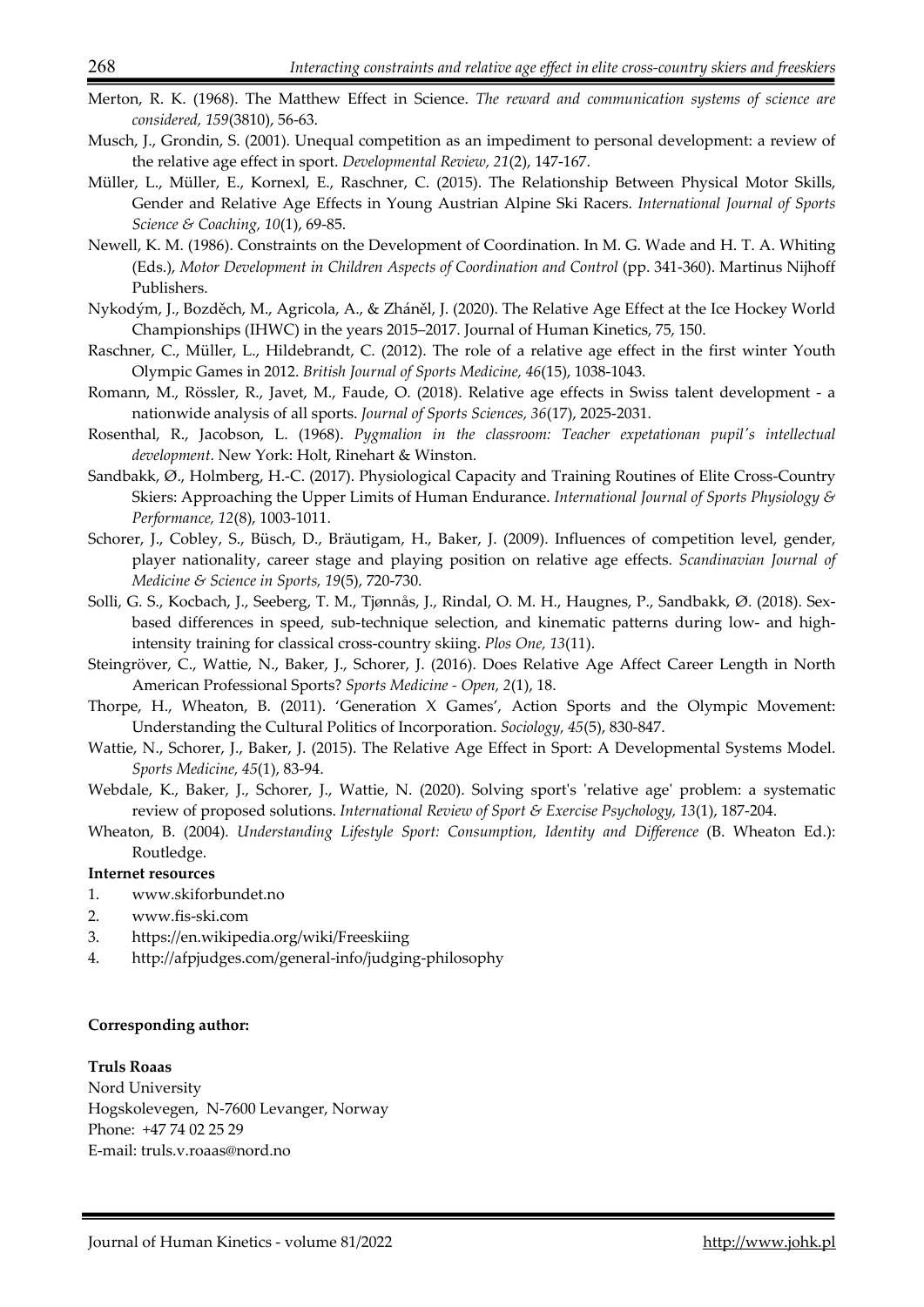Merton, R. K. (1968). The Matthew Effect in Science. *The reward and communication systems of science are considered, 159*(3810), 56-63.

Musch, J., Grondin, S. (2001). Unequal competition as an impediment to personal development: a review of the relative age effect in sport. *Developmental Review, 21*(2), 147-167.

Müller, L., Müller, E., Kornexl, E., Raschner, C. (2015). The Relationship Between Physical Motor Skills, Gender and Relative Age Effects in Young Austrian Alpine Ski Racers. *International Journal of Sports Science & Coaching, 10*(1), 69-85.

Newell, K. M. (1986). Constraints on the Development of Coordination. In M. G. Wade and H. T. A. Whiting (Eds.), *Motor Development in Children Aspects of Coordination and Control* (pp. 341-360). Martinus Nijhoff Publishers.

Nykodým, J., Bozděch, M., Agricola, A., & Zháněl, J. (2020). The Relative Age Effect at the Ice Hockey World Championships (IHWC) in the years 2015–2017. Journal of Human Kinetics, 75, 150.

Raschner, C., Müller, L., Hildebrandt, C. (2012). The role of a relative age effect in the first winter Youth Olympic Games in 2012. *British Journal of Sports Medicine, 46*(15), 1038-1043.

Romann, M., Rössler, R., Javet, M., Faude, O. (2018). Relative age effects in Swiss talent development - a nationwide analysis of all sports. *Journal of Sports Sciences, 36*(17), 2025-2031.

Rosenthal, R., Jacobson, L. (1968). *Pygmalion in the classroom: Teacher expetationan pupil's intellectual development*. New York: Holt, Rinehart & Winston.

Sandbakk, Ø., Holmberg, H.-C. (2017). Physiological Capacity and Training Routines of Elite Cross-Country Skiers: Approaching the Upper Limits of Human Endurance. *International Journal of Sports Physiology & Performance, 12*(8), 1003-1011.

Schorer, J., Cobley, S., Büsch, D., Bräutigam, H., Baker, J. (2009). Influences of competition level, gender, player nationality, career stage and playing position on relative age effects. *Scandinavian Journal of Medicine & Science in Sports, 19*(5), 720-730.

Solli, G. S., Kocbach, J., Seeberg, T. M., Tjønnås, J., Rindal, O. M. H., Haugnes, P., Sandbakk, Ø. (2018). Sex-based differences in speed, sub-technique selection, and kinematic patterns during low- and high-intensity training for classical cross-country skiing. *Plos One, 13*(11).

Steingröver, C., Wattie, N., Baker, J., Schorer, J. (2016). Does Relative Age Affect Career Length in North American Professional Sports? *Sports Medicine - Open, 2*(1), 18.

Thorpe, H., Wheaton, B. (2011). 'Generation X Games', Action Sports and the Olympic Movement: Understanding the Cultural Politics of Incorporation. *Sociology, 45*(5), 830-847.

Wattie, N., Schorer, J., Baker, J. (2015). The Relative Age Effect in Sport: A Developmental Systems Model. *Sports Medicine, 45*(1), 83-94.

Webdale, K., Baker, J., Schorer, J., Wattie, N. (2020). Solving sport's 'relative age' problem: a systematic review of proposed solutions. *International Review of Sport & Exercise Psychology, 13*(1), 187-204.

Wheaton, B. (2004). *Understanding Lifestyle Sport: Consumption, Identity and Difference* (B. Wheaton Ed.): Routledge.

**Internet resources**

1. www.skiforbundet.no
2. www.fis-ski.com
3. https://en.wikipedia.org/wiki/Freeskiing
4. http://afpjudges.com/general-info/judging-philosophy

**Corresponding author:**

**Truls Roaas**
Nord University
Hogskolevegen, N-7600 Levanger, Norway
Phone: +47 74 02 25 29
E-mail: truls.v.roaas@nord.no